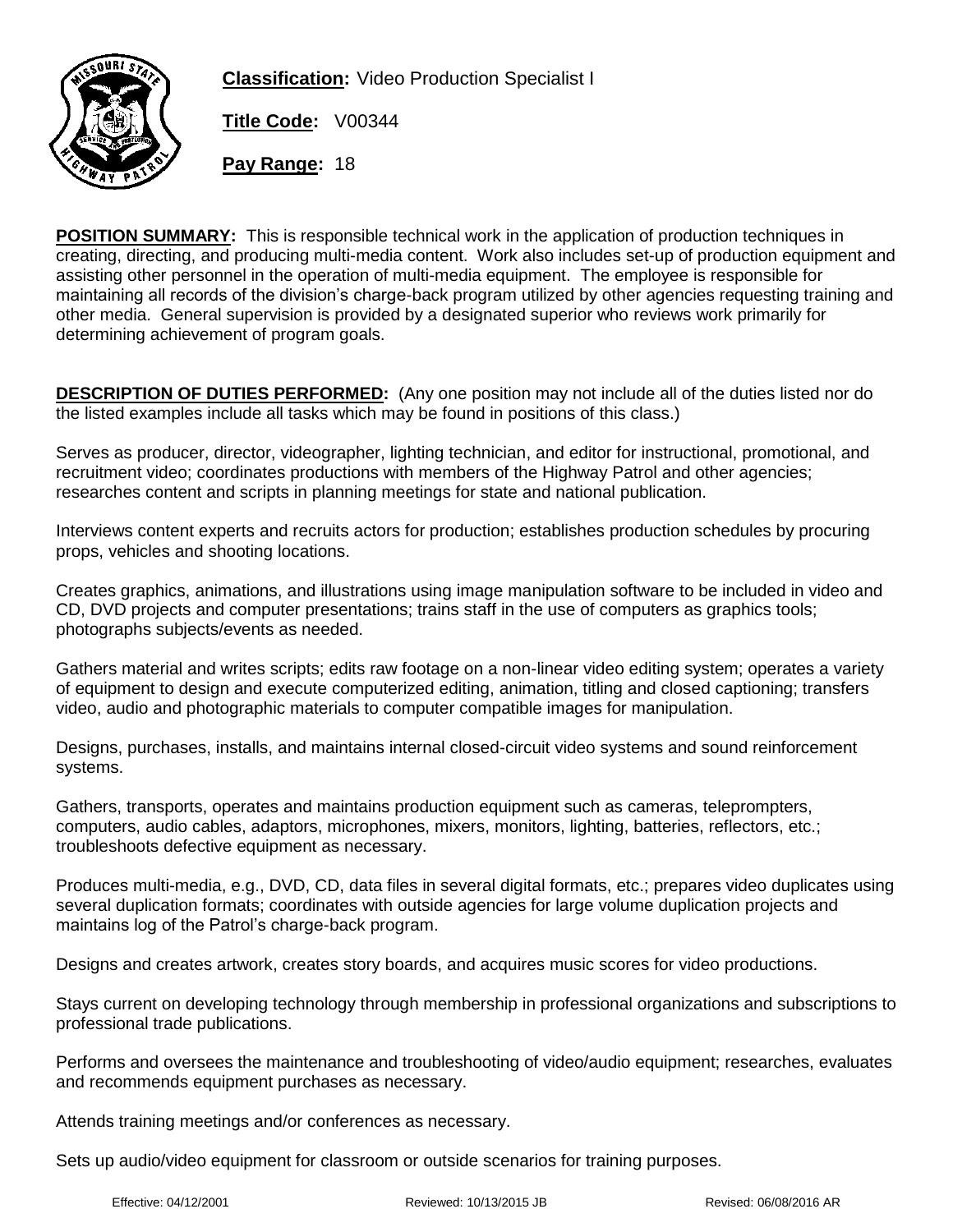**Classification:** Video Production Specialist I

**Title Code:** V00344

**Pay Range:** 18

**POSITION SUMMARY:** This is responsible technical work in the application of production techniques in creating, directing, and producing multi-media content. Work also includes set-up of production equipment and assisting other personnel in the operation of multi-media equipment. The employee is responsible for maintaining all records of the division's charge-back program utilized by other agencies requesting training and other media. General supervision is provided by a designated superior who reviews work primarily for determining achievement of program goals.

**DESCRIPTION OF DUTIES PERFORMED:** (Any one position may not include all of the duties listed nor do the listed examples include all tasks which may be found in positions of this class.)

Serves as producer, director, videographer, lighting technician, and editor for instructional, promotional, and recruitment video; coordinates productions with members of the Highway Patrol and other agencies; researches content and scripts in planning meetings for state and national publication.

Interviews content experts and recruits actors for production; establishes production schedules by procuring props, vehicles and shooting locations.

Creates graphics, animations, and illustrations using image manipulation software to be included in video and CD, DVD projects and computer presentations; trains staff in the use of computers as graphics tools; photographs subjects/events as needed.

Gathers material and writes scripts; edits raw footage on a non-linear video editing system; operates a variety of equipment to design and execute computerized editing, animation, titling and closed captioning; transfers video, audio and photographic materials to computer compatible images for manipulation.

Designs, purchases, installs, and maintains internal closed-circuit video systems and sound reinforcement systems.

Gathers, transports, operates and maintains production equipment such as cameras, teleprompters, computers, audio cables, adaptors, microphones, mixers, monitors, lighting, batteries, reflectors, etc.; troubleshoots defective equipment as necessary.

Produces multi-media, e.g., DVD, CD, data files in several digital formats, etc.; prepares video duplicates using several duplication formats; coordinates with outside agencies for large volume duplication projects and maintains log of the Patrol's charge-back program.

Designs and creates artwork, creates story boards, and acquires music scores for video productions.

Stays current on developing technology through membership in professional organizations and subscriptions to professional trade publications.

Performs and oversees the maintenance and troubleshooting of video/audio equipment; researches, evaluates and recommends equipment purchases as necessary.

Attends training meetings and/or conferences as necessary.

Sets up audio/video equipment for classroom or outside scenarios for training purposes.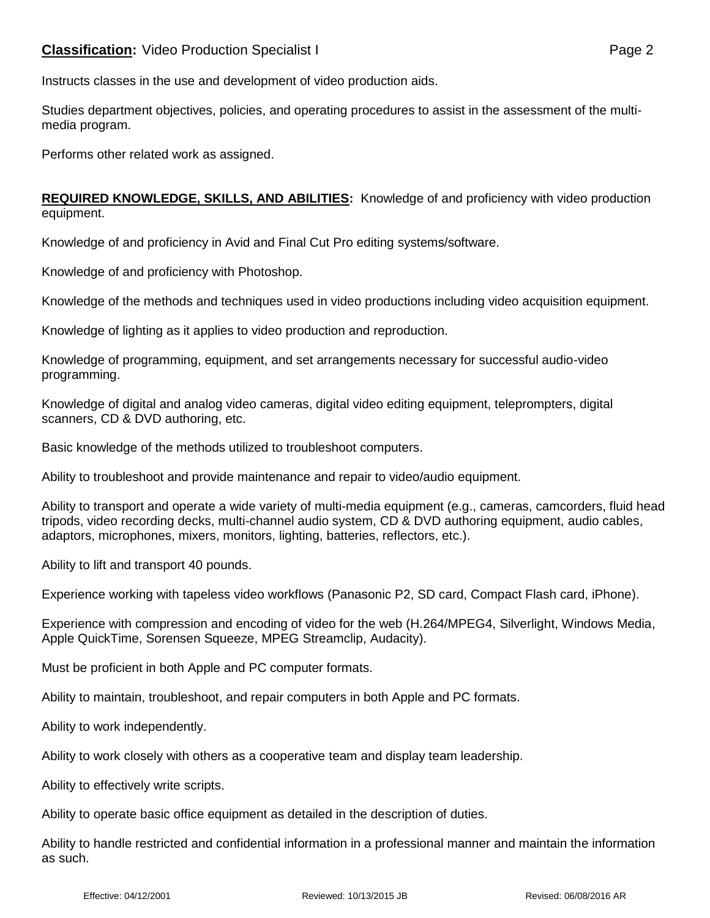Instructs classes in the use and development of video production aids.

Studies department objectives, policies, and operating procedures to assist in the assessment of the multi-media program.

Performs other related work as assigned.

**REQUIRED KNOWLEDGE, SKILLS, AND ABILITIES:** Knowledge of and proficiency with video production equipment.

Knowledge of and proficiency in Avid and Final Cut Pro editing systems/software.

Knowledge of and proficiency with Photoshop.

Knowledge of the methods and techniques used in video productions including video acquisition equipment.

Knowledge of lighting as it applies to video production and reproduction.

Knowledge of programming, equipment, and set arrangements necessary for successful audio-video programming.

Knowledge of digital and analog video cameras, digital video editing equipment, teleprompters, digital scanners, CD & DVD authoring, etc.

Basic knowledge of the methods utilized to troubleshoot computers.

Ability to troubleshoot and provide maintenance and repair to video/audio equipment.

Ability to transport and operate a wide variety of multi-media equipment (e.g., cameras, camcorders, fluid head tripods, video recording decks, multi-channel audio system, CD & DVD authoring equipment, audio cables, adaptors, microphones, mixers, monitors, lighting, batteries, reflectors, etc.).

Ability to lift and transport 40 pounds.

Experience working with tapeless video workflows (Panasonic P2, SD card, Compact Flash card, iPhone).

Experience with compression and encoding of video for the web (H.264/MPEG4, Silverlight, Windows Media, Apple QuickTime, Sorensen Squeeze, MPEG Streamclip, Audacity).

Must be proficient in both Apple and PC computer formats.

Ability to maintain, troubleshoot, and repair computers in both Apple and PC formats.

Ability to work independently.

Ability to work closely with others as a cooperative team and display team leadership.

Ability to effectively write scripts.

Ability to operate basic office equipment as detailed in the description of duties.

Ability to handle restricted and confidential information in a professional manner and maintain the information as such.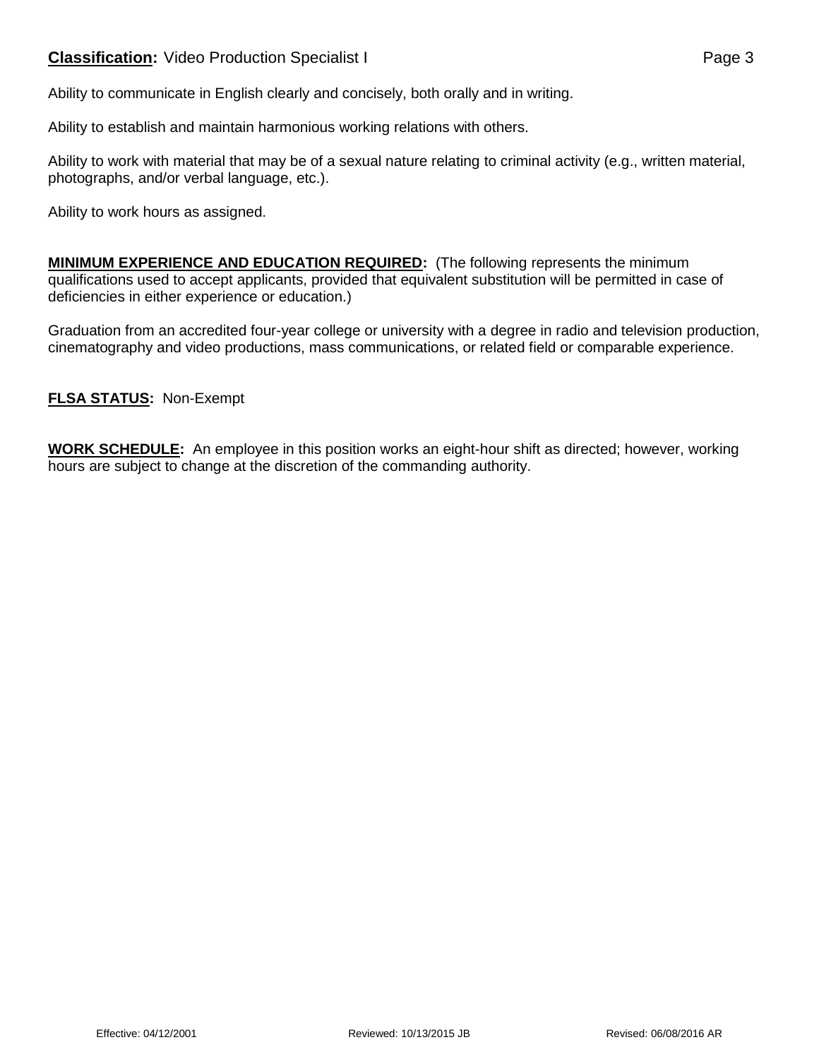Ability to communicate in English clearly and concisely, both orally and in writing.

Ability to establish and maintain harmonious working relations with others.

Ability to work with material that may be of a sexual nature relating to criminal activity (e.g., written material, photographs, and/or verbal language, etc.).

Ability to work hours as assigned.

**MINIMUM EXPERIENCE AND EDUCATION REQUIRED:** (The following represents the minimum qualifications used to accept applicants, provided that equivalent substitution will be permitted in case of deficiencies in either experience or education.)

Graduation from an accredited four-year college or university with a degree in radio and television production, cinematography and video productions, mass communications, or related field or comparable experience.

**FLSA STATUS:** Non-Exempt

**WORK SCHEDULE:** An employee in this position works an eight-hour shift as directed; however, working hours are subject to change at the discretion of the commanding authority.